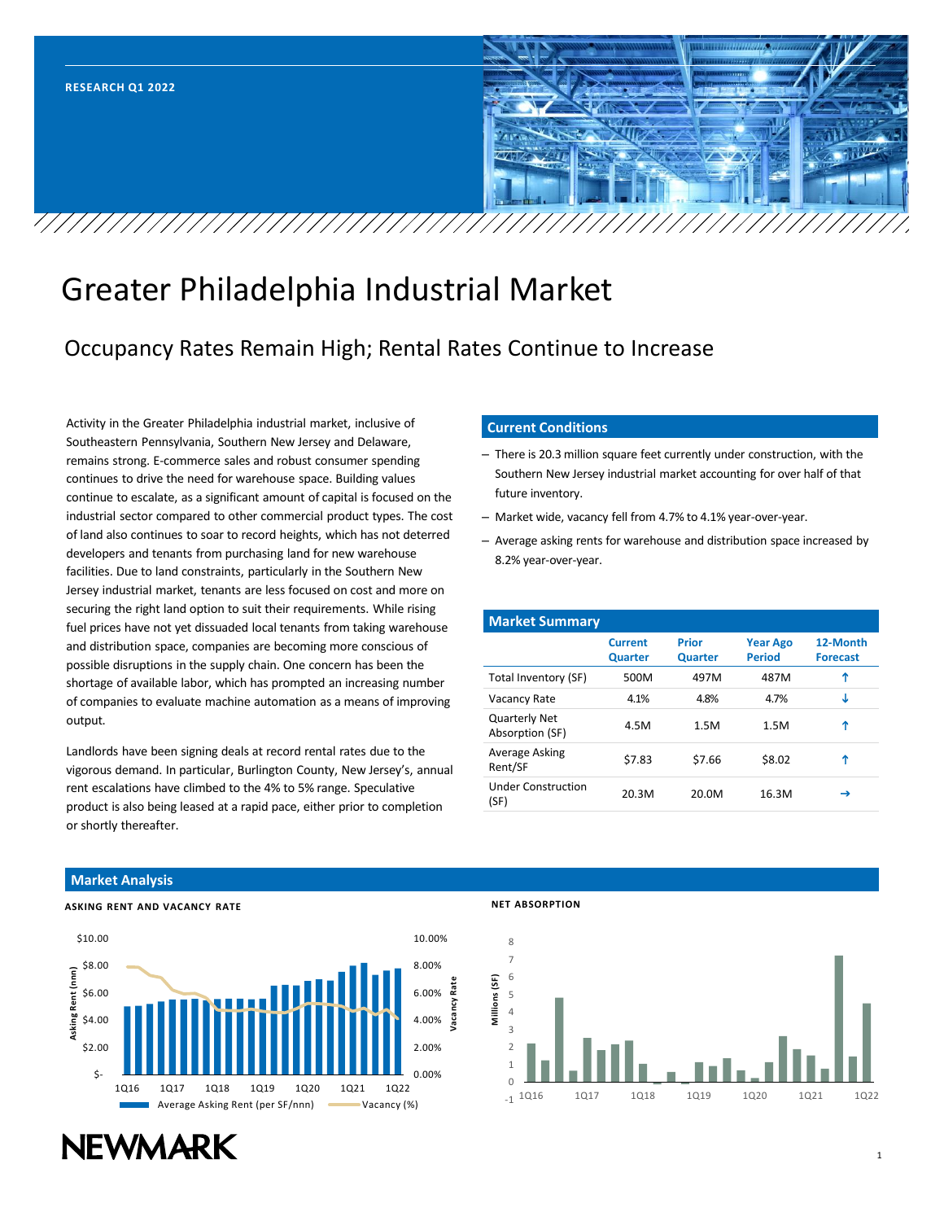RESEARCH Q1 2022

# Greater Philadelphia Industrial Market

## Occupancy Rates Remain High; Rental Rates Continue to Increase

Activity in the Greater Philadelphia industrial market, inclusive of Southeastern Pennsylvania, Southern New Jersey and Delaware, remains strong. E-commerce sales and robust consumer spending continues to drive the need for warehouse space. Building values continue to escalate, as a significant amount of capital is focused on the industrial sector compared to other commercial product types. The cost of land also continues to soar to record heights, which has not deterred developers and tenants from purchasing land for new warehouse facilities. Due to land constraints, particularly in the Southern New Jersey industrial market, tenants are less focused on cost and more on securing the right land option to suit their requirements. While rising fuel prices have not yet dissuaded local tenants from taking warehouse and distribution space, companies are becoming more conscious of possible disruptions in the supply chain. One concern has been the shortage of available labor, which has prompted an increasing number of companies to evaluate machine automation as a means of improving output.

Landlords have been signing deals at record rental rates due to the vigorous demand. In particular, Burlington County, New Jersey's, annual rent escalations have climbed to the 4% to 5% range. Speculative product is also being leased at a rapid pace, either prior to completion or shortly thereafter.

### Current Conditions

- There is 20.3 million square feet currently under construction, with the Southern New Jersey industrial market accounting for over half of that future inventory.
- Market wide, vacancy fell from 4.7% to 4.1% year-over-year.
- Average asking rents for warehouse and distribution space increased by 8.2% year-over-year.

### Market Summary

| | Current Quarter | Prior Quarter | Year Ago Period | 12-Month Forecast |
|---|---|---|---|---|
| Total Inventory (SF) | 500M | 497M | 487M | ↑ |
| Vacancy Rate | 4.1% | 4.8% | 4.7% | ↓ |
| Quarterly Net Absorption (SF) | 4.5M | 1.5M | 1.5M | ↑ |
| Average Asking Rent/SF | $7.83 | $7.66 | $8.02 | ↑ |
| Under Construction (SF) | 20.3M | 20.0M | 16.3M | → |

### Market Analysis

**ASKING RENT AND VACANCY RATE**

**NET ABSORPTION**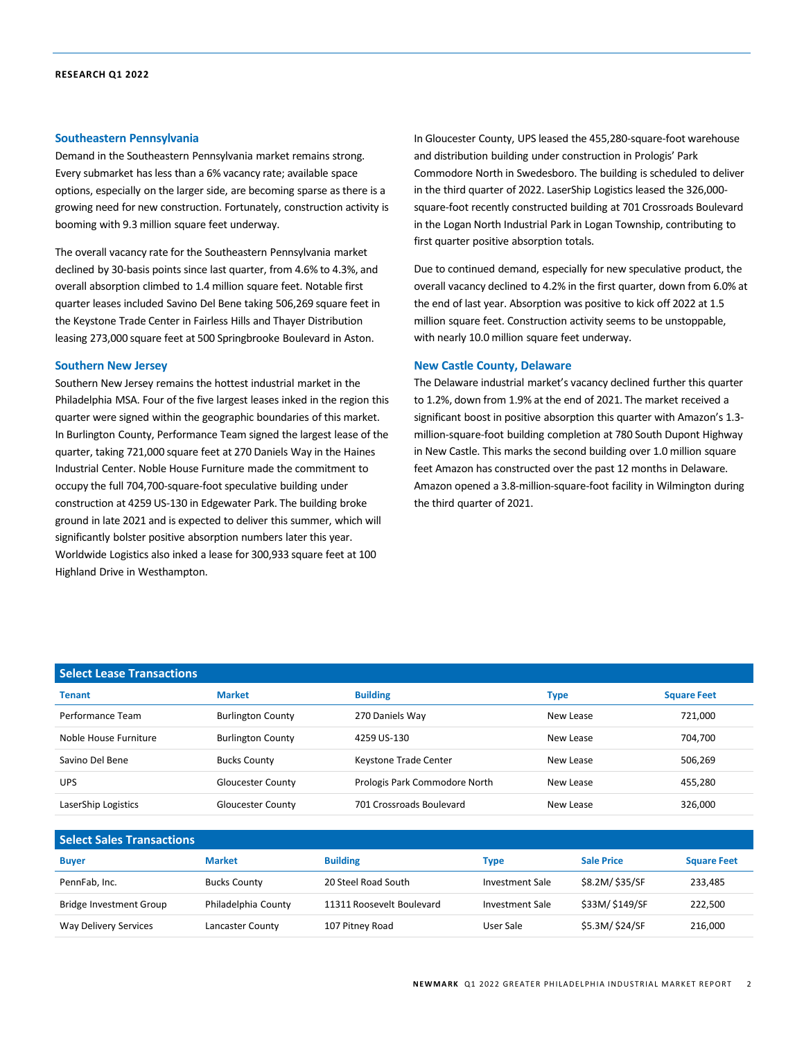## Southeastern Pennsylvania

Demand in the Southeastern Pennsylvania market remains strong. Every submarket has less than a 6% vacancy rate; available space options, especially on the larger side, are becoming sparse as there is a growing need for new construction. Fortunately, construction activity is booming with 9.3 million square feet underway.

The overall vacancy rate for the Southeastern Pennsylvania market declined by 30-basis points since last quarter, from 4.6% to 4.3%, and overall absorption climbed to 1.4 million square feet. Notable first quarter leases included Savino Del Bene taking 506,269 square feet in the Keystone Trade Center in Fairless Hills and Thayer Distribution leasing 273,000 square feet at 500 Springbrooke Boulevard in Aston.

## Southern New Jersey

Southern New Jersey remains the hottest industrial market in the Philadelphia MSA. Four of the five largest leases inked in the region this quarter were signed within the geographic boundaries of this market. In Burlington County, Performance Team signed the largest lease of the quarter, taking 721,000 square feet at 270 Daniels Way in the Haines Industrial Center. Noble House Furniture made the commitment to occupy the full 704,700-square-foot speculative building under construction at 4259 US-130 in Edgewater Park. The building broke ground in late 2021 and is expected to deliver this summer, which will significantly bolster positive absorption numbers later this year. Worldwide Logistics also inked a lease for 300,933 square feet at 100 Highland Drive in Westhampton.

In Gloucester County, UPS leased the 455,280-square-foot warehouse and distribution building under construction in Prologis' Park Commodore North in Swedesboro. The building is scheduled to deliver in the third quarter of 2022. LaserShip Logistics leased the 326,000-square-foot recently constructed building at 701 Crossroads Boulevard in the Logan North Industrial Park in Logan Township, contributing to first quarter positive absorption totals.

Due to continued demand, especially for new speculative product, the overall vacancy declined to 4.2% in the first quarter, down from 6.0% at the end of last year. Absorption was positive to kick off 2022 at 1.5 million square feet. Construction activity seems to be unstoppable, with nearly 10.0 million square feet underway.

## New Castle County, Delaware

The Delaware industrial market's vacancy declined further this quarter to 1.2%, down from 1.9% at the end of 2021. The market received a significant boost in positive absorption this quarter with Amazon's 1.3-million-square-foot building completion at 780 South Dupont Highway in New Castle. This marks the second building over 1.0 million square feet Amazon has constructed over the past 12 months in Delaware. Amazon opened a 3.8-million-square-foot facility in Wilmington during the third quarter of 2021.

**Select Lease Transactions**

| Tenant | Market | Building | Type | Square Feet |
|---|---|---|---|---|
| Performance Team | Burlington County | 270 Daniels Way | New Lease | 721,000 |
| Noble House Furniture | Burlington County | 4259 US-130 | New Lease | 704,700 |
| Savino Del Bene | Bucks County | Keystone Trade Center | New Lease | 506,269 |
| UPS | Gloucester County | Prologis Park Commodore North | New Lease | 455,280 |
| LaserShip Logistics | Gloucester County | 701 Crossroads Boulevard | New Lease | 326,000 |

**Select Sales Transactions**

| Buyer | Market | Building | Type | Sale Price | Square Feet |
|---|---|---|---|---|---|
| PennFab, Inc. | Bucks County | 20 Steel Road South | Investment Sale | $8.2M/ $35/SF | 233,485 |
| Bridge Investment Group | Philadelphia County | 11311 Roosevelt Boulevard | Investment Sale | $33M/ $149/SF | 222,500 |
| Way Delivery Services | Lancaster County | 107 Pitney Road | User Sale | $5.3M/ $24/SF | 216,000 |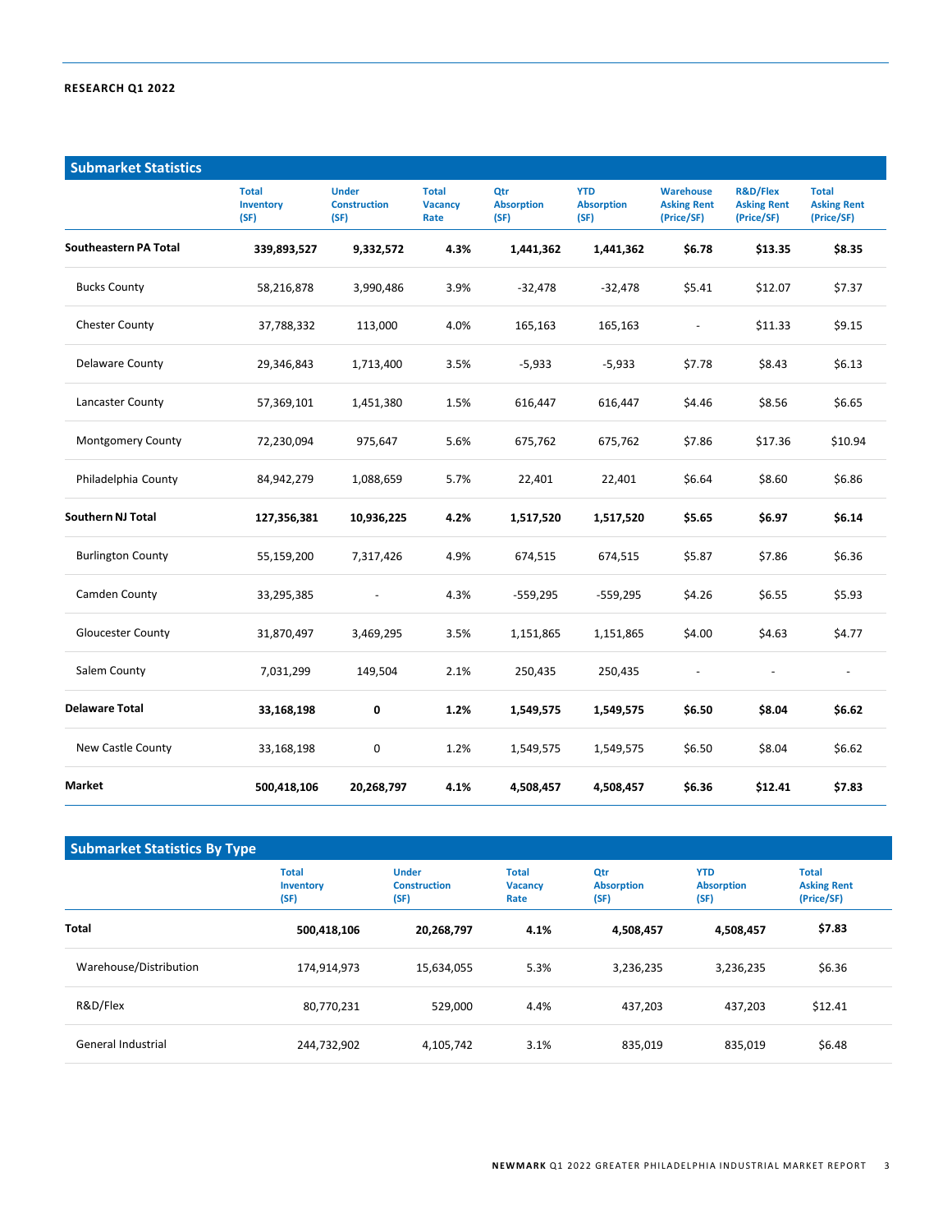**RESEARCH Q1 2022**

## Submarket Statistics

| | Total Inventory (SF) | Under Construction (SF) | Total Vacancy Rate | Qtr Absorption (SF) | YTD Absorption (SF) | Warehouse Asking Rent (Price/SF) | R&D/Flex Asking Rent (Price/SF) | Total Asking Rent (Price/SF) |
|---|---|---|---|---|---|---|---|---|
| **Southeastern PA Total** | **339,893,527** | **9,332,572** | **4.3%** | **1,441,362** | **1,441,362** | **$6.78** | **$13.35** | **$8.35** |
| Bucks County | 58,216,878 | 3,990,486 | 3.9% | -32,478 | -32,478 | $5.41 | $12.07 | $7.37 |
| Chester County | 37,788,332 | 113,000 | 4.0% | 165,163 | 165,163 | - | $11.33 | $9.15 |
| Delaware County | 29,346,843 | 1,713,400 | 3.5% | -5,933 | -5,933 | $7.78 | $8.43 | $6.13 |
| Lancaster County | 57,369,101 | 1,451,380 | 1.5% | 616,447 | 616,447 | $4.46 | $8.56 | $6.65 |
| Montgomery County | 72,230,094 | 975,647 | 5.6% | 675,762 | 675,762 | $7.86 | $17.36 | $10.94 |
| Philadelphia County | 84,942,279 | 1,088,659 | 5.7% | 22,401 | 22,401 | $6.64 | $8.60 | $6.86 |
| **Southern NJ Total** | **127,356,381** | **10,936,225** | **4.2%** | **1,517,520** | **1,517,520** | **$5.65** | **$6.97** | **$6.14** |
| Burlington County | 55,159,200 | 7,317,426 | 4.9% | 674,515 | 674,515 | $5.87 | $7.86 | $6.36 |
| Camden County | 33,295,385 | - | 4.3% | -559,295 | -559,295 | $4.26 | $6.55 | $5.93 |
| Gloucester County | 31,870,497 | 3,469,295 | 3.5% | 1,151,865 | 1,151,865 | $4.00 | $4.63 | $4.77 |
| Salem County | 7,031,299 | 149,504 | 2.1% | 250,435 | 250,435 | - | - | - |
| **Delaware Total** | **33,168,198** | **0** | **1.2%** | **1,549,575** | **1,549,575** | **$6.50** | **$8.04** | **$6.62** |
| New Castle County | 33,168,198 | 0 | 1.2% | 1,549,575 | 1,549,575 | $6.50 | $8.04 | $6.62 |
| **Market** | **500,418,106** | **20,268,797** | **4.1%** | **4,508,457** | **4,508,457** | **$6.36** | **$12.41** | **$7.83** |

## Submarket Statistics By Type

| | Total Inventory (SF) | Under Construction (SF) | Total Vacancy Rate | Qtr Absorption (SF) | YTD Absorption (SF) | Total Asking Rent (Price/SF) |
|---|---|---|---|---|---|---|
| **Total** | **500,418,106** | **20,268,797** | **4.1%** | **4,508,457** | **4,508,457** | **$7.83** |
| Warehouse/Distribution | 174,914,973 | 15,634,055 | 5.3% | 3,236,235 | 3,236,235 | $6.36 |
| R&D/Flex | 80,770,231 | 529,000 | 4.4% | 437,203 | 437,203 | $12.41 |
| General Industrial | 244,732,902 | 4,105,742 | 3.1% | 835,019 | 835,019 | $6.48 |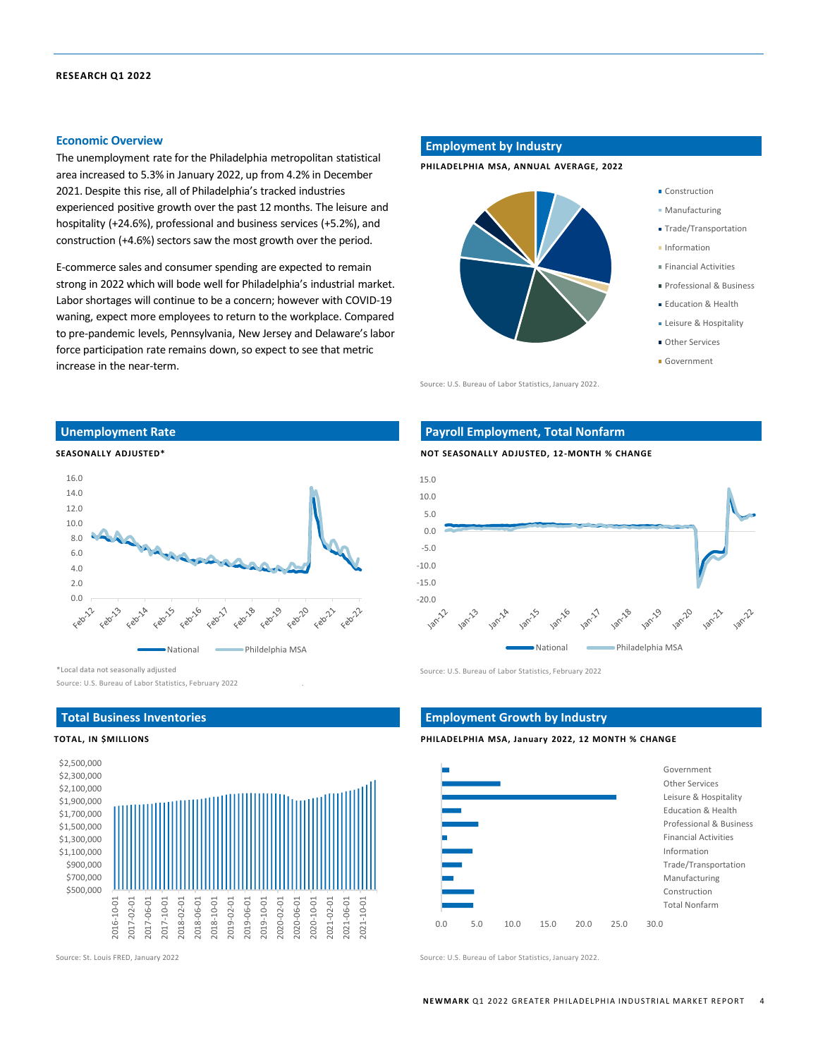## Economic Overview

The unemployment rate for the Philadelphia metropolitan statistical area increased to 5.3% in January 2022, up from 4.2% in December 2021. Despite this rise, all of Philadelphia's tracked industries experienced positive growth over the past 12 months. The leisure and hospitality (+24.6%), professional and business services (+5.2%), and construction (+4.6%) sectors saw the most growth over the period.

E-commerce sales and consumer spending are expected to remain strong in 2022 which will bode well for Philadelphia's industrial market. Labor shortages will continue to be a concern; however with COVID-19 waning, expect more employees to return to the workplace. Compared to pre-pandemic levels, Pennsylvania, New Jersey and Delaware's labor force participation rate remains down, so expect to see that metric increase in the near-term.

## Employment by Industry

**PHILADELPHIA MSA, ANNUAL AVERAGE, 2022**

- Construction
- Manufacturing
- Trade/Transportation
- Information
- Financial Activities
- Professional & Business
- Education & Health
- Leisure & Hospitality
- Other Services
- Government

Source: U.S. Bureau of Labor Statistics, January 2022.

## Unemployment Rate

**SEASONALLY ADJUSTED***

National — Phildelphia MSA

*Local data not seasonally adjusted

Source: U.S. Bureau of Labor Statistics, February 2022

## Payroll Employment, Total Nonfarm

**NOT SEASONALLY ADJUSTED, 12-MONTH % CHANGE**

National — Philadelphia MSA

Source: U.S. Bureau of Labor Statistics, February 2022

## Total Business Inventories

**TOTAL, IN $MILLIONS**

Source: St. Louis FRED, January 2022

## Employment Growth by Industry

**PHILADELPHIA MSA, January 2022, 12 MONTH % CHANGE**

Source: U.S. Bureau of Labor Statistics, January 2022.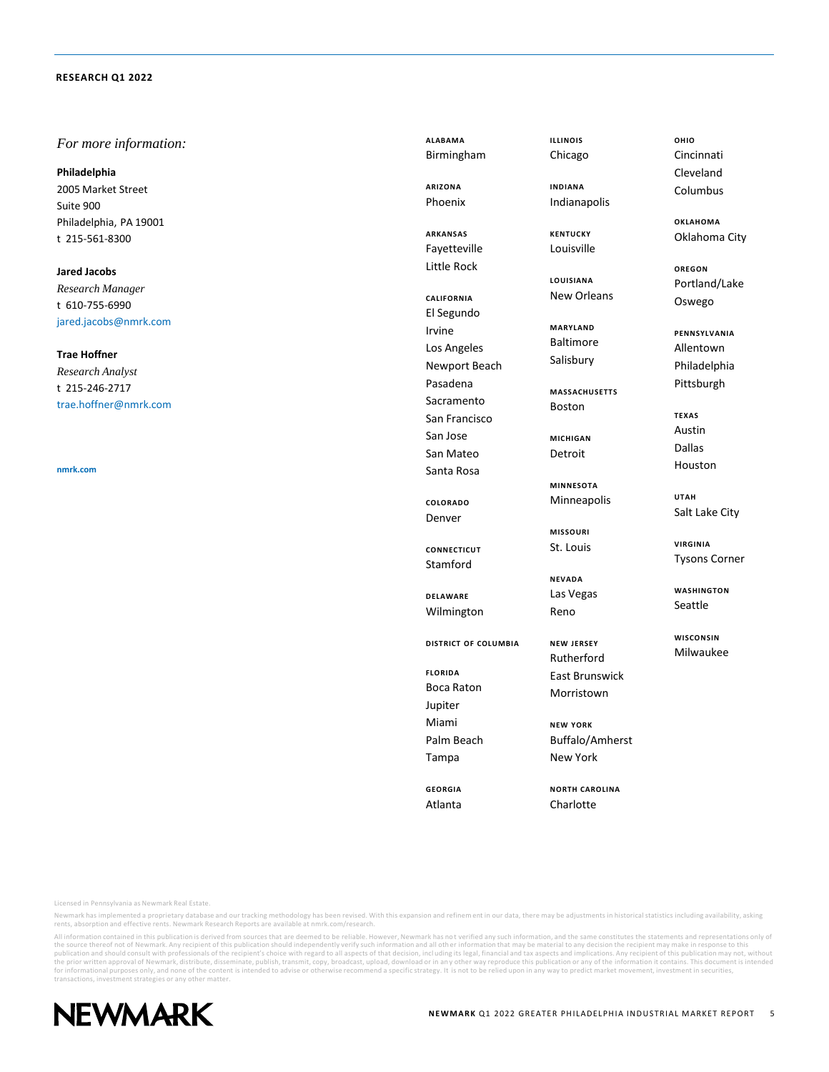RESEARCH Q1 2022

*For more information:*

**Philadelphia**
2005 Market Street
Suite 900
Philadelphia, PA 19001
t 215-561-8300

**Jared Jacobs**
*Research Manager*
t 610-755-6990
jared.jacobs@nmrk.com

**Trae Hoffner**
*Research Analyst*
t 215-246-2717
trae.hoffner@nmrk.com

**nmrk.com**

**ALABAMA**
Birmingham

**ARIZONA**
Phoenix

**ARKANSAS**
Fayetteville
Little Rock

**CALIFORNIA**
El Segundo
Irvine
Los Angeles
Newport Beach
Pasadena
Sacramento
San Francisco
San Jose
San Mateo
Santa Rosa

**COLORADO**
Denver

**CONNECTICUT**
Stamford

**DELAWARE**
Wilmington

**DISTRICT OF COLUMBIA**

**FLORIDA**
Boca Raton
Jupiter
Miami
Palm Beach
Tampa

**GEORGIA**
Atlanta

**ILLINOIS**
Chicago

**INDIANA**
Indianapolis

**KENTUCKY**
Louisville

**LOUISIANA**
New Orleans

**MARYLAND**
Baltimore
Salisbury

**MASSACHUSETTS**
Boston

**MICHIGAN**
Detroit

**MINNESOTA**
Minneapolis

**MISSOURI**
St. Louis

**NEVADA**
Las Vegas
Reno

**NEW JERSEY**
Rutherford
East Brunswick
Morristown

**NEW YORK**
Buffalo/Amherst
New York

**NORTH CAROLINA**
Charlotte

**OHIO**
Cincinnati
Cleveland
Columbus

**OKLAHOMA**
Oklahoma City

**OREGON**
Portland/Lake Oswego

**PENNSYLVANIA**
Allentown
Philadelphia
Pittsburgh

**TEXAS**
Austin
Dallas
Houston

**UTAH**
Salt Lake City

**VIRGINIA**
Tysons Corner

**WASHINGTON**
Seattle

**WISCONSIN**
Milwaukee

Licensed in Pennsylvania as Newmark Real Estate.

Newmark has implemented a proprietary database and our tracking methodology has been revised. With this expansion and refinement in our data, there may be adjustments in historical statistics including availability, asking rents, absorption and effective rents. Newmark Research Reports are available at nmrk.com/research.

All information contained in this publication is derived from sources that are deemed to be reliable. However, Newmark has not verified any such information, and the same constitutes the statements and representations only of the source thereof not of Newmark. Any recipient of this publication should independently verify such information and all other information that may be material to any decision the recipient may make in response to this publication and should consult with professionals of the recipient's choice with regard to all aspects of that decision, including its legal, financial and tax aspects and implications. Any recipient of this publication may not, without the prior written approval of Newmark, distribute, disseminate, publish, transmit, copy, broadcast, upload, download or in any other way reproduce this publication or any of the information it contains. This document is intended for informational purposes only, and none of the content is intended to advise or otherwise recommend a specific strategy. It is not to be relied upon in any way to predict market movement, investment in securities, transactions, investment strategies or any other matter.

NEWMARK